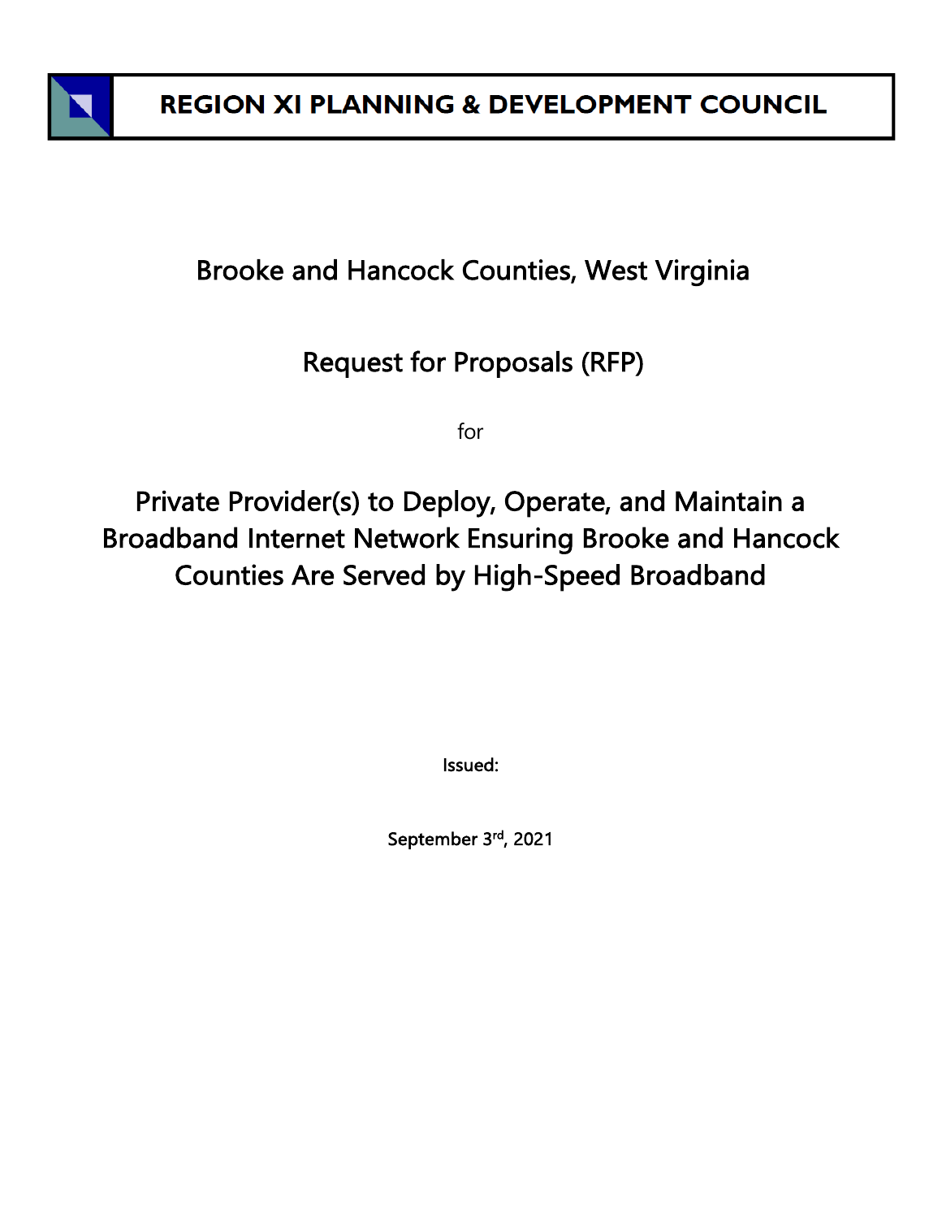# REGION XI PLANNING & DEVELOPMENT COUNCIL

## Brooke and Hancock Counties, West Virginia

## Request for Proposals (RFP)

for

## Private Provider(s) to Deploy, Operate, and Maintain a Broadband Internet Network Ensuring Brooke and Hancock Counties Are Served by High-Speed Broadband

Issued:

September 3rd, 2021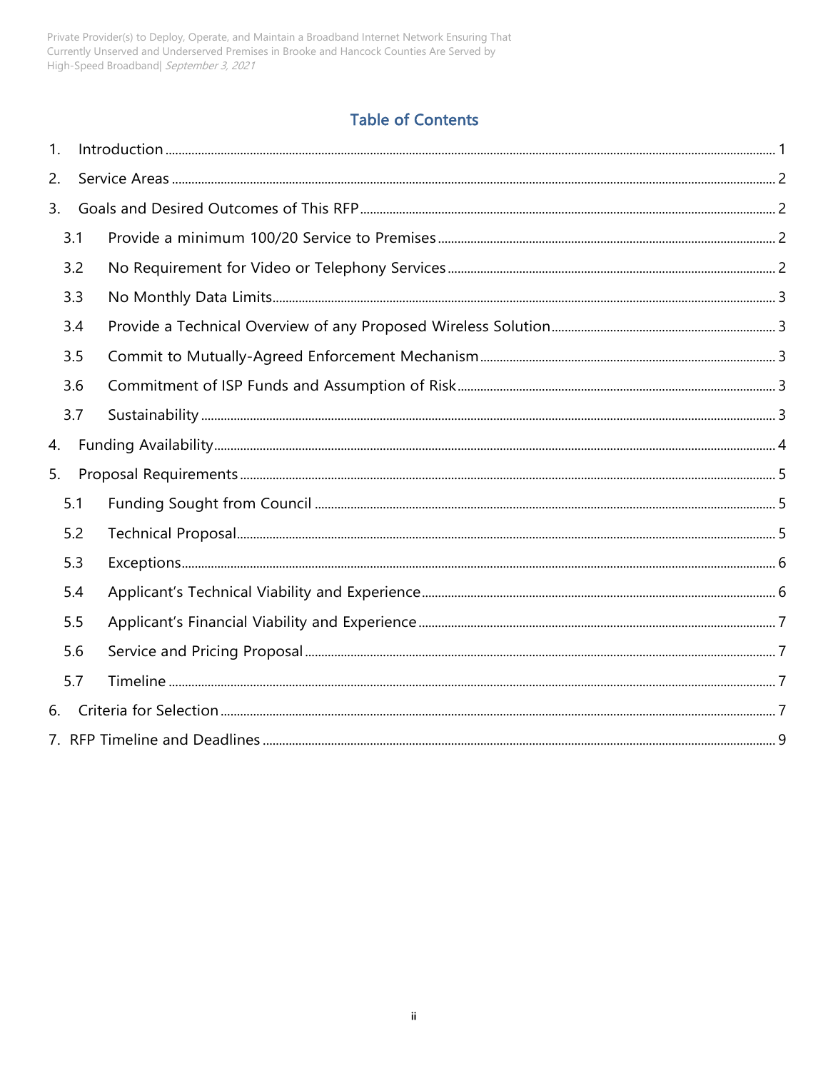## Table of Contents

1. Introduction ..... 1
2. Service Areas ..... 2
3. Goals and Desired Outcomes of This RFP ..... 2
   - 3.1 Provide a minimum 100/20 Service to Premises ..... 2
   - 3.2 No Requirement for Video or Telephony Services ..... 2
   - 3.3 No Monthly Data Limits ..... 3
   - 3.4 Provide a Technical Overview of any Proposed Wireless Solution ..... 3
   - 3.5 Commit to Mutually-Agreed Enforcement Mechanism ..... 3
   - 3.6 Commitment of ISP Funds and Assumption of Risk ..... 3
   - 3.7 Sustainability ..... 3
4. Funding Availability ..... 4
5. Proposal Requirements ..... 5
   - 5.1 Funding Sought from Council ..... 5
   - 5.2 Technical Proposal ..... 5
   - 5.3 Exceptions ..... 6
   - 5.4 Applicant's Technical Viability and Experience ..... 6
   - 5.5 Applicant's Financial Viability and Experience ..... 7
   - 5.6 Service and Pricing Proposal ..... 7
   - 5.7 Timeline ..... 7
6. Criteria for Selection ..... 7
7. RFP Timeline and Deadlines ..... 9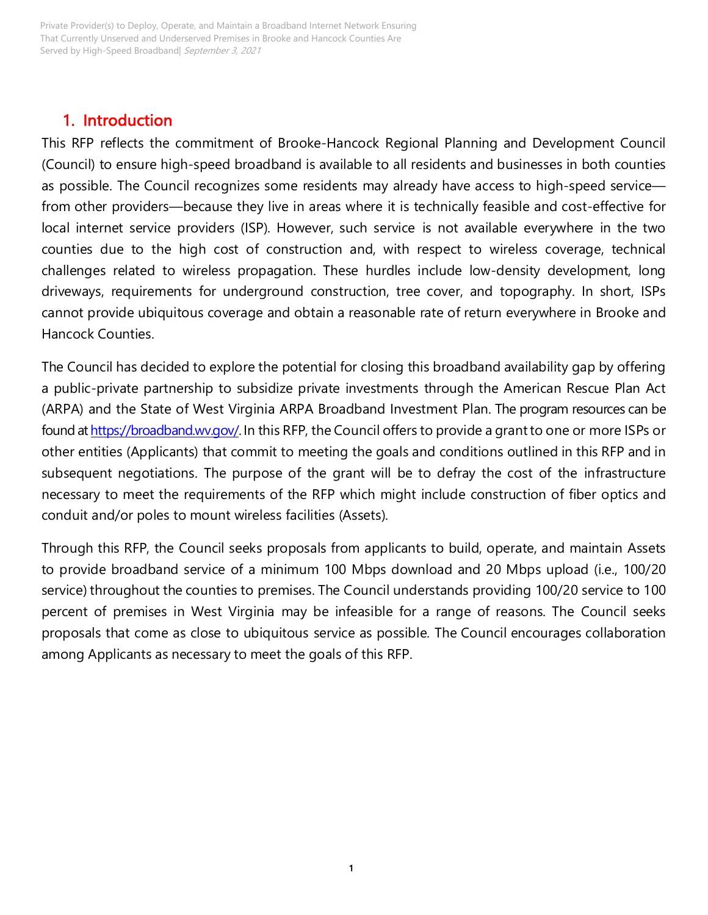## 1. Introduction

This RFP reflects the commitment of Brooke-Hancock Regional Planning and Development Council (Council) to ensure high-speed broadband is available to all residents and businesses in both counties as possible. The Council recognizes some residents may already have access to high-speed service—from other providers—because they live in areas where it is technically feasible and cost-effective for local internet service providers (ISP). However, such service is not available everywhere in the two counties due to the high cost of construction and, with respect to wireless coverage, technical challenges related to wireless propagation. These hurdles include low-density development, long driveways, requirements for underground construction, tree cover, and topography. In short, ISPs cannot provide ubiquitous coverage and obtain a reasonable rate of return everywhere in Brooke and Hancock Counties.

The Council has decided to explore the potential for closing this broadband availability gap by offering a public-private partnership to subsidize private investments through the American Rescue Plan Act (ARPA) and the State of West Virginia ARPA Broadband Investment Plan. The program resources can be found at https://broadband.wv.gov/. In this RFP, the Council offers to provide a grant to one or more ISPs or other entities (Applicants) that commit to meeting the goals and conditions outlined in this RFP and in subsequent negotiations. The purpose of the grant will be to defray the cost of the infrastructure necessary to meet the requirements of the RFP which might include construction of fiber optics and conduit and/or poles to mount wireless facilities (Assets).

Through this RFP, the Council seeks proposals from applicants to build, operate, and maintain Assets to provide broadband service of a minimum 100 Mbps download and 20 Mbps upload (i.e., 100/20 service) throughout the counties to premises. The Council understands providing 100/20 service to 100 percent of premises in West Virginia may be infeasible for a range of reasons. The Council seeks proposals that come as close to ubiquitous service as possible. The Council encourages collaboration among Applicants as necessary to meet the goals of this RFP.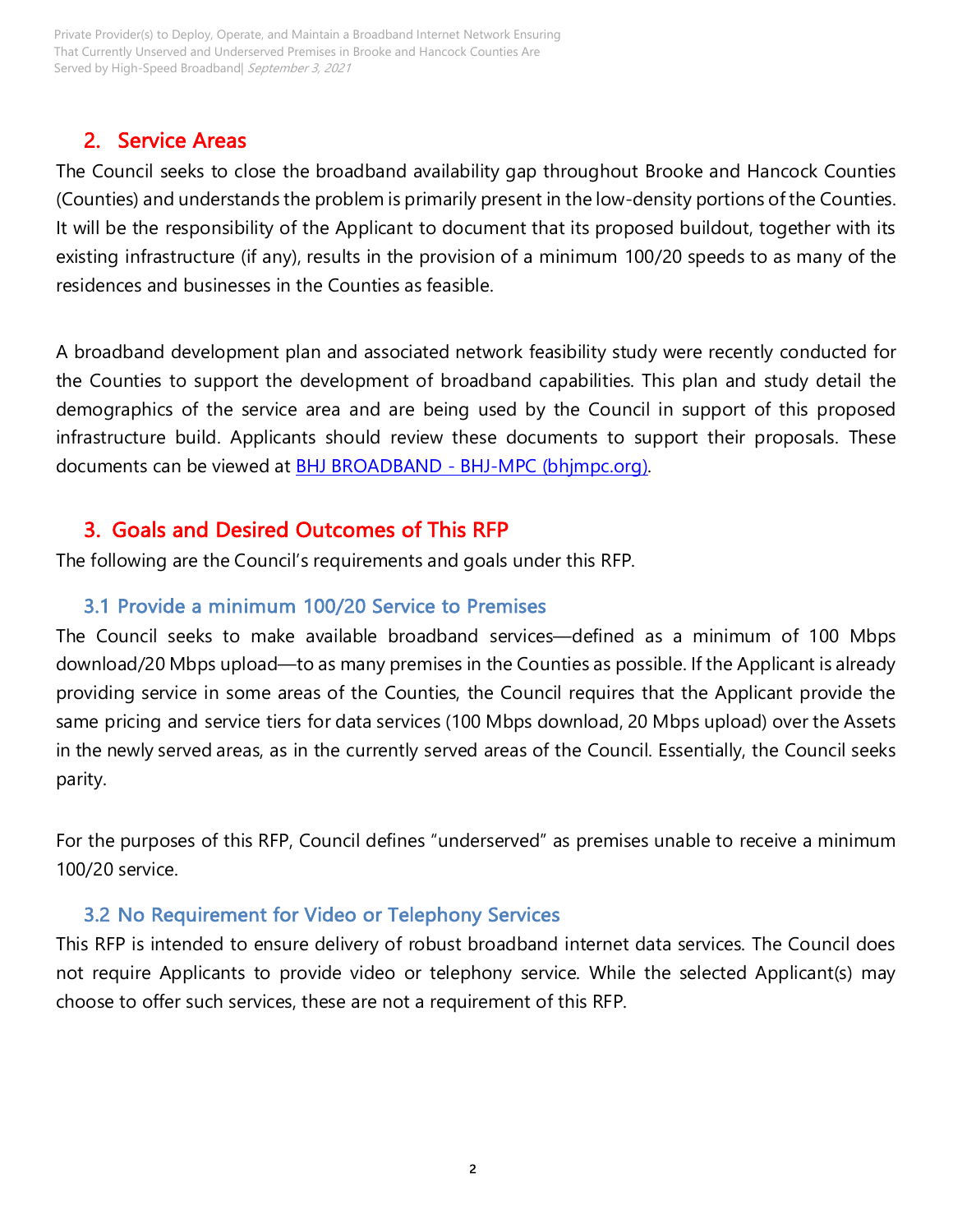## 2. Service Areas

The Council seeks to close the broadband availability gap throughout Brooke and Hancock Counties (Counties) and understands the problem is primarily present in the low-density portions of the Counties. It will be the responsibility of the Applicant to document that its proposed buildout, together with its existing infrastructure (if any), results in the provision of a minimum 100/20 speeds to as many of the residences and businesses in the Counties as feasible.

A broadband development plan and associated network feasibility study were recently conducted for the Counties to support the development of broadband capabilities. This plan and study detail the demographics of the service area and are being used by the Council in support of this proposed infrastructure build. Applicants should review these documents to support their proposals. These documents can be viewed at [BHJ BROADBAND - BHJ-MPC (bhjmpc.org)](bhjmpc.org).

## 3. Goals and Desired Outcomes of This RFP

The following are the Council's requirements and goals under this RFP.

### 3.1 Provide a minimum 100/20 Service to Premises

The Council seeks to make available broadband services—defined as a minimum of 100 Mbps download/20 Mbps upload—to as many premises in the Counties as possible. If the Applicant is already providing service in some areas of the Counties, the Council requires that the Applicant provide the same pricing and service tiers for data services (100 Mbps download, 20 Mbps upload) over the Assets in the newly served areas, as in the currently served areas of the Council. Essentially, the Council seeks parity.

For the purposes of this RFP, Council defines "underserved" as premises unable to receive a minimum 100/20 service.

### 3.2 No Requirement for Video or Telephony Services

This RFP is intended to ensure delivery of robust broadband internet data services. The Council does not require Applicants to provide video or telephony service. While the selected Applicant(s) may choose to offer such services, these are not a requirement of this RFP.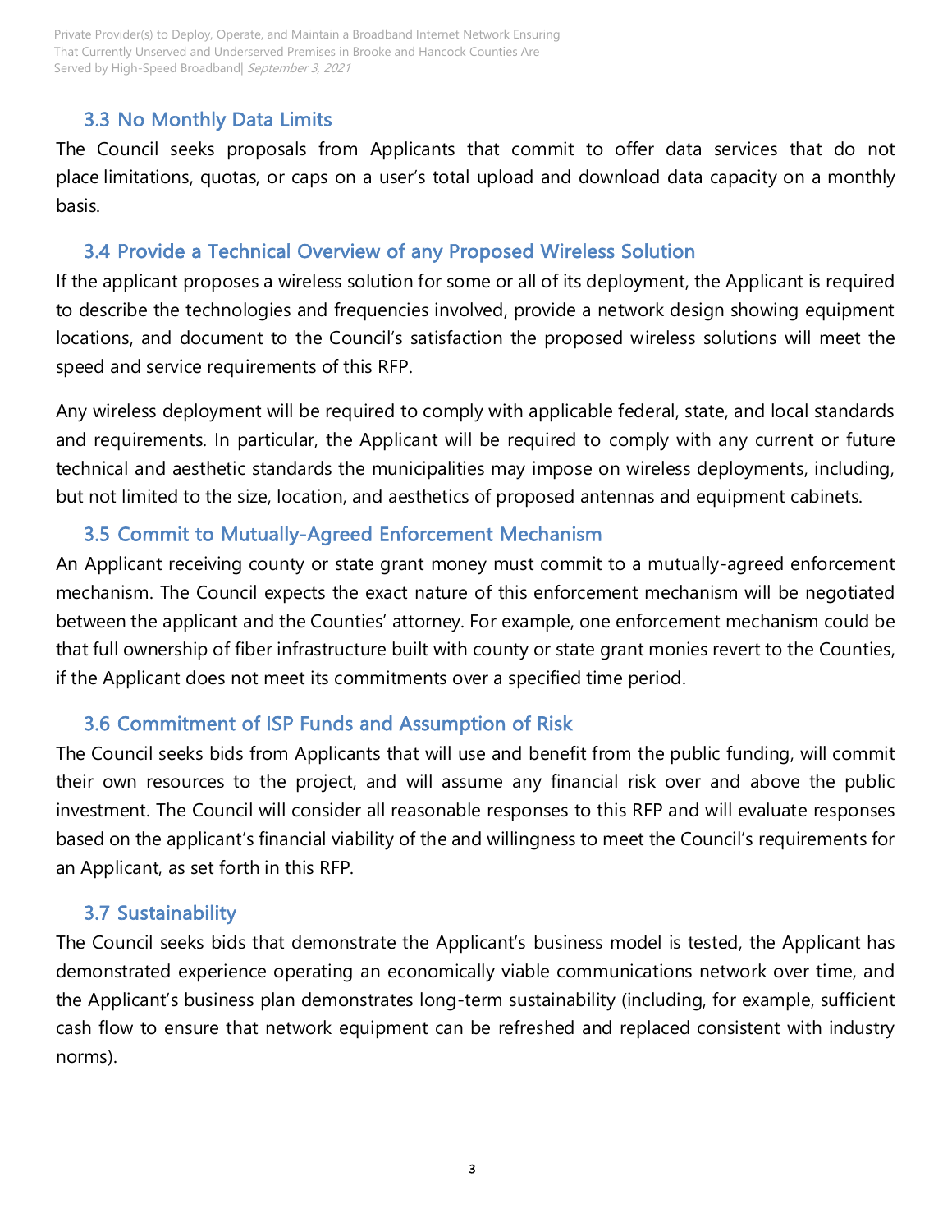### 3.3 No Monthly Data Limits

The Council seeks proposals from Applicants that commit to offer data services that do not place limitations, quotas, or caps on a user's total upload and download data capacity on a monthly basis.

### 3.4 Provide a Technical Overview of any Proposed Wireless Solution

If the applicant proposes a wireless solution for some or all of its deployment, the Applicant is required to describe the technologies and frequencies involved, provide a network design showing equipment locations, and document to the Council's satisfaction the proposed wireless solutions will meet the speed and service requirements of this RFP.

Any wireless deployment will be required to comply with applicable federal, state, and local standards and requirements. In particular, the Applicant will be required to comply with any current or future technical and aesthetic standards the municipalities may impose on wireless deployments, including, but not limited to the size, location, and aesthetics of proposed antennas and equipment cabinets.

### 3.5 Commit to Mutually-Agreed Enforcement Mechanism

An Applicant receiving county or state grant money must commit to a mutually-agreed enforcement mechanism. The Council expects the exact nature of this enforcement mechanism will be negotiated between the applicant and the Counties' attorney. For example, one enforcement mechanism could be that full ownership of fiber infrastructure built with county or state grant monies revert to the Counties, if the Applicant does not meet its commitments over a specified time period.

### 3.6 Commitment of ISP Funds and Assumption of Risk

The Council seeks bids from Applicants that will use and benefit from the public funding, will commit their own resources to the project, and will assume any financial risk over and above the public investment. The Council will consider all reasonable responses to this RFP and will evaluate responses based on the applicant's financial viability of the and willingness to meet the Council's requirements for an Applicant, as set forth in this RFP.

### 3.7 Sustainability

The Council seeks bids that demonstrate the Applicant's business model is tested, the Applicant has demonstrated experience operating an economically viable communications network over time, and the Applicant's business plan demonstrates long-term sustainability (including, for example, sufficient cash flow to ensure that network equipment can be refreshed and replaced consistent with industry norms).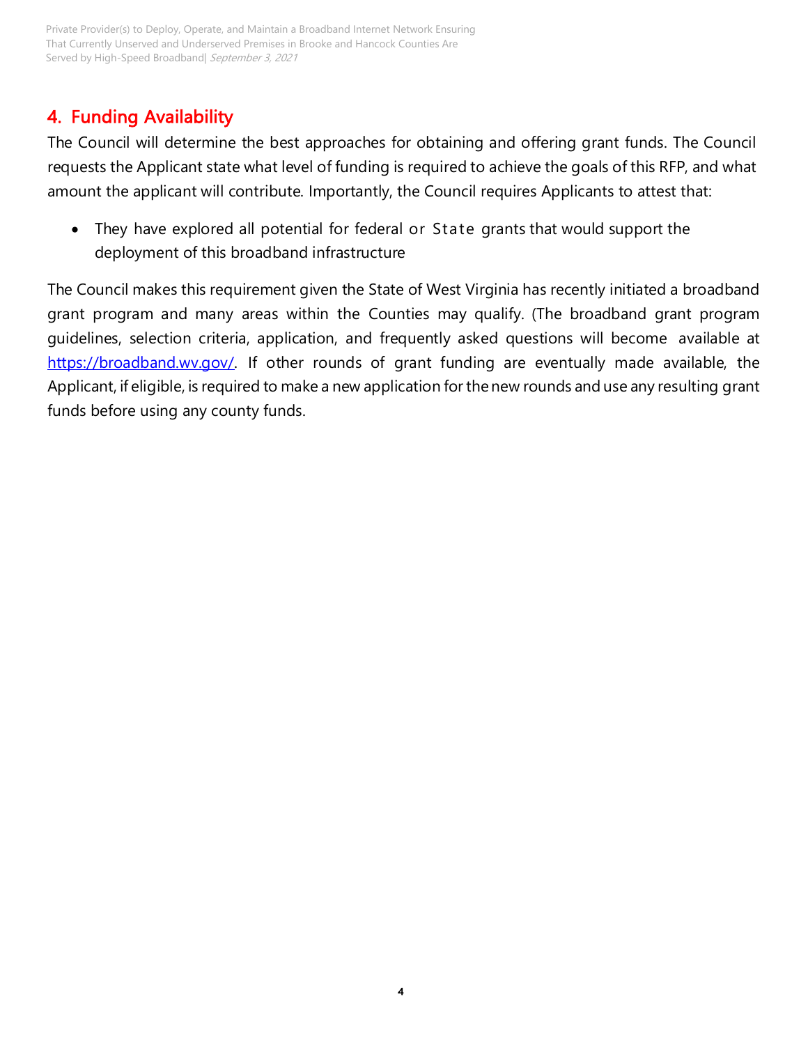## 4. Funding Availability

The Council will determine the best approaches for obtaining and offering grant funds. The Council requests the Applicant state what level of funding is required to achieve the goals of this RFP, and what amount the applicant will contribute. Importantly, the Council requires Applicants to attest that:

- They have explored all potential for federal or State grants that would support the deployment of this broadband infrastructure

The Council makes this requirement given the State of West Virginia has recently initiated a broadband grant program and many areas within the Counties may qualify. (The broadband grant program guidelines, selection criteria, application, and frequently asked questions will become available at [https://broadband.wv.gov/](https://broadband.wv.gov/). If other rounds of grant funding are eventually made available, the Applicant, if eligible, is required to make a new application for the new rounds and use any resulting grant funds before using any county funds.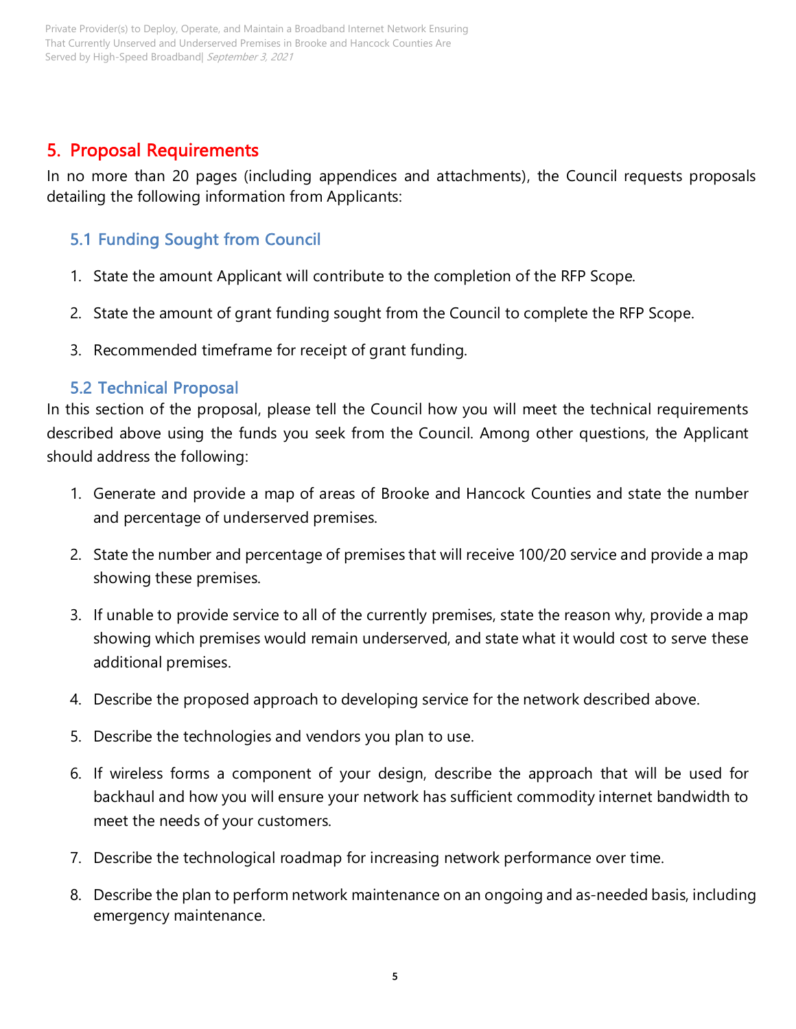## 5. Proposal Requirements

In no more than 20 pages (including appendices and attachments), the Council requests proposals detailing the following information from Applicants:

### 5.1 Funding Sought from Council

1. State the amount Applicant will contribute to the completion of the RFP Scope.
2. State the amount of grant funding sought from the Council to complete the RFP Scope.
3. Recommended timeframe for receipt of grant funding.

### 5.2 Technical Proposal

In this section of the proposal, please tell the Council how you will meet the technical requirements described above using the funds you seek from the Council. Among other questions, the Applicant should address the following:

1. Generate and provide a map of areas of Brooke and Hancock Counties and state the number and percentage of underserved premises.
2. State the number and percentage of premises that will receive 100/20 service and provide a map showing these premises.
3. If unable to provide service to all of the currently premises, state the reason why, provide a map showing which premises would remain underserved, and state what it would cost to serve these additional premises.
4. Describe the proposed approach to developing service for the network described above.
5. Describe the technologies and vendors you plan to use.
6. If wireless forms a component of your design, describe the approach that will be used for backhaul and how you will ensure your network has sufficient commodity internet bandwidth to meet the needs of your customers.
7. Describe the technological roadmap for increasing network performance over time.
8. Describe the plan to perform network maintenance on an ongoing and as-needed basis, including emergency maintenance.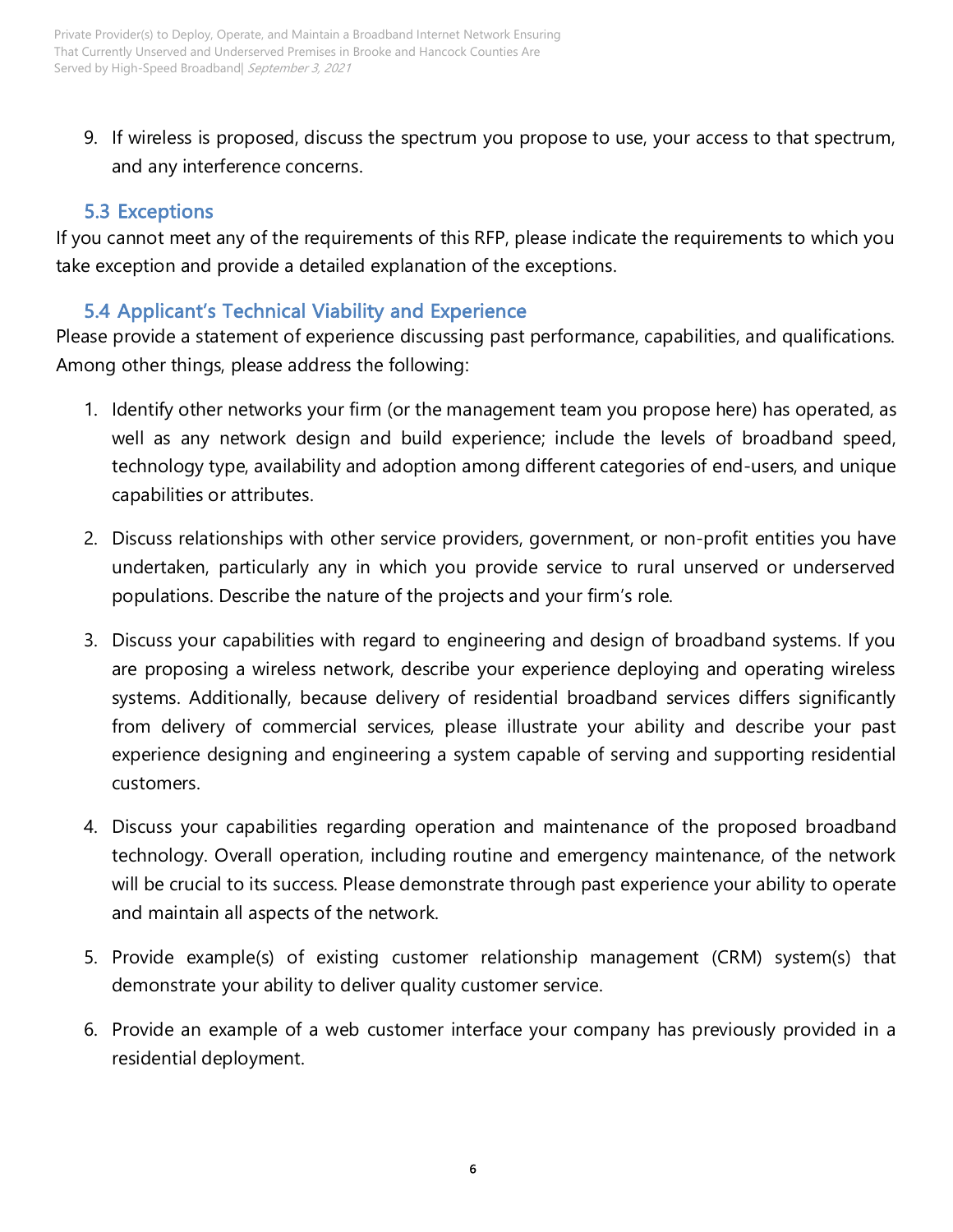9. If wireless is proposed, discuss the spectrum you propose to use, your access to that spectrum, and any interference concerns.

### 5.3 Exceptions

If you cannot meet any of the requirements of this RFP, please indicate the requirements to which you take exception and provide a detailed explanation of the exceptions.

### 5.4 Applicant's Technical Viability and Experience

Please provide a statement of experience discussing past performance, capabilities, and qualifications. Among other things, please address the following:

1. Identify other networks your firm (or the management team you propose here) has operated, as well as any network design and build experience; include the levels of broadband speed, technology type, availability and adoption among different categories of end-users, and unique capabilities or attributes.

2. Discuss relationships with other service providers, government, or non-profit entities you have undertaken, particularly any in which you provide service to rural unserved or underserved populations. Describe the nature of the projects and your firm's role.

3. Discuss your capabilities with regard to engineering and design of broadband systems. If you are proposing a wireless network, describe your experience deploying and operating wireless systems. Additionally, because delivery of residential broadband services differs significantly from delivery of commercial services, please illustrate your ability and describe your past experience designing and engineering a system capable of serving and supporting residential customers.

4. Discuss your capabilities regarding operation and maintenance of the proposed broadband technology. Overall operation, including routine and emergency maintenance, of the network will be crucial to its success. Please demonstrate through past experience your ability to operate and maintain all aspects of the network.

5. Provide example(s) of existing customer relationship management (CRM) system(s) that demonstrate your ability to deliver quality customer service.

6. Provide an example of a web customer interface your company has previously provided in a residential deployment.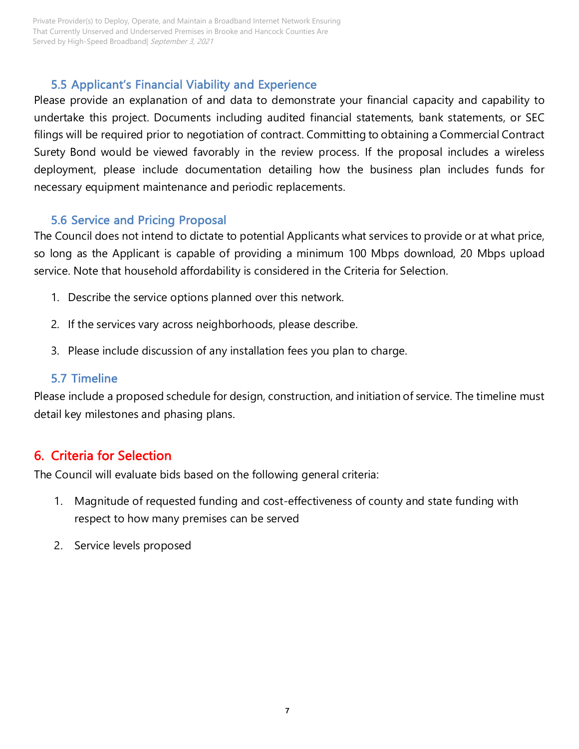### 5.5 Applicant's Financial Viability and Experience

Please provide an explanation of and data to demonstrate your financial capacity and capability to undertake this project. Documents including audited financial statements, bank statements, or SEC filings will be required prior to negotiation of contract. Committing to obtaining a Commercial Contract Surety Bond would be viewed favorably in the review process. If the proposal includes a wireless deployment, please include documentation detailing how the business plan includes funds for necessary equipment maintenance and periodic replacements.

### 5.6 Service and Pricing Proposal

The Council does not intend to dictate to potential Applicants what services to provide or at what price, so long as the Applicant is capable of providing a minimum 100 Mbps download, 20 Mbps upload service. Note that household affordability is considered in the Criteria for Selection.

1. Describe the service options planned over this network.
2. If the services vary across neighborhoods, please describe.
3. Please include discussion of any installation fees you plan to charge.

### 5.7 Timeline

Please include a proposed schedule for design, construction, and initiation of service. The timeline must detail key milestones and phasing plans.

## 6. Criteria for Selection

The Council will evaluate bids based on the following general criteria:

1. Magnitude of requested funding and cost-effectiveness of county and state funding with respect to how many premises can be served
2. Service levels proposed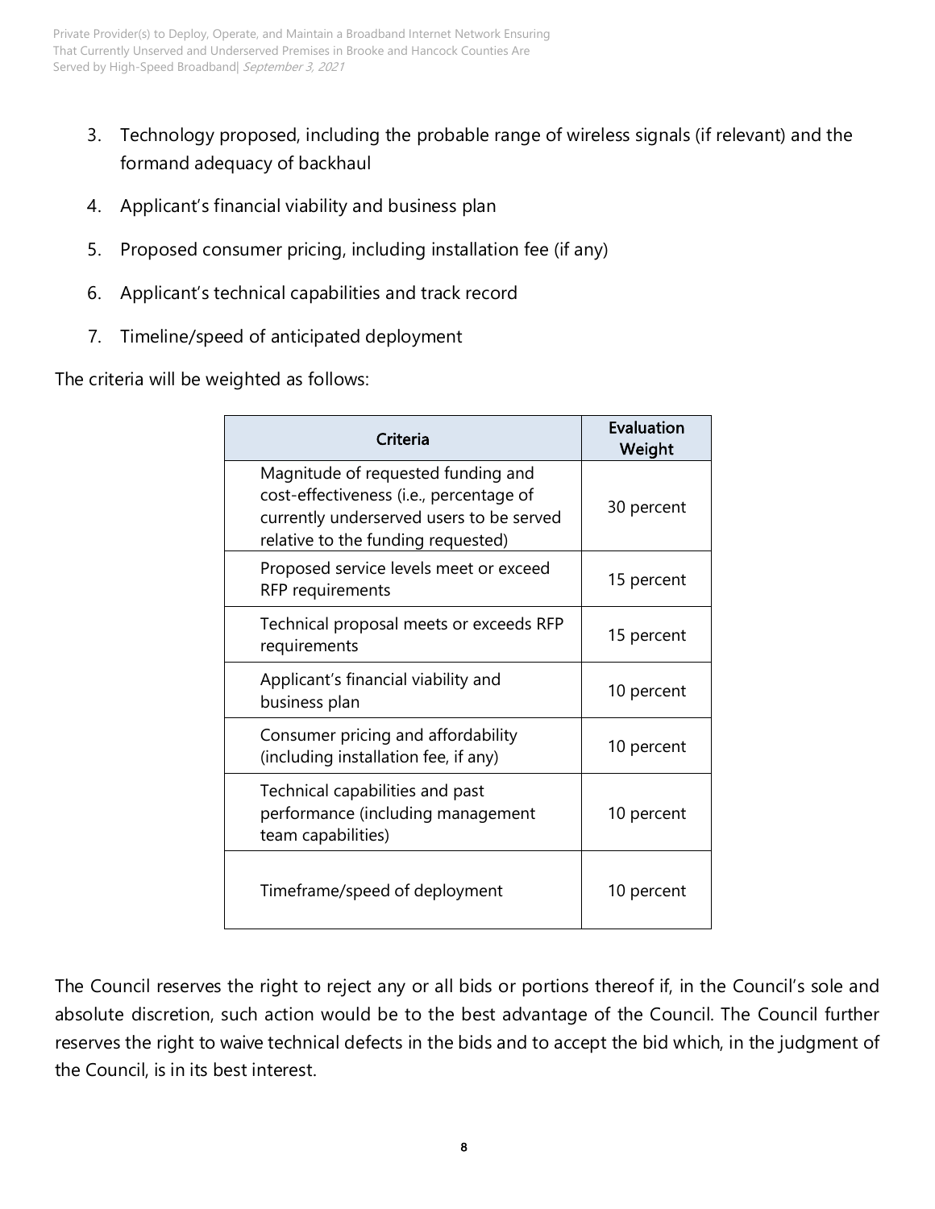3. Technology proposed, including the probable range of wireless signals (if relevant) and the formand adequacy of backhaul
4. Applicant's financial viability and business plan
5. Proposed consumer pricing, including installation fee (if any)
6. Applicant's technical capabilities and track record
7. Timeline/speed of anticipated deployment

The criteria will be weighted as follows:

| Criteria | Evaluation Weight |
|---|---|
| Magnitude of requested funding and cost-effectiveness (i.e., percentage of currently underserved users to be served relative to the funding requested) | 30 percent |
| Proposed service levels meet or exceed RFP requirements | 15 percent |
| Technical proposal meets or exceeds RFP requirements | 15 percent |
| Applicant's financial viability and business plan | 10 percent |
| Consumer pricing and affordability (including installation fee, if any) | 10 percent |
| Technical capabilities and past performance (including management team capabilities) | 10 percent |
| Timeframe/speed of deployment | 10 percent |

The Council reserves the right to reject any or all bids or portions thereof if, in the Council's sole and absolute discretion, such action would be to the best advantage of the Council. The Council further reserves the right to waive technical defects in the bids and to accept the bid which, in the judgment of the Council, is in its best interest.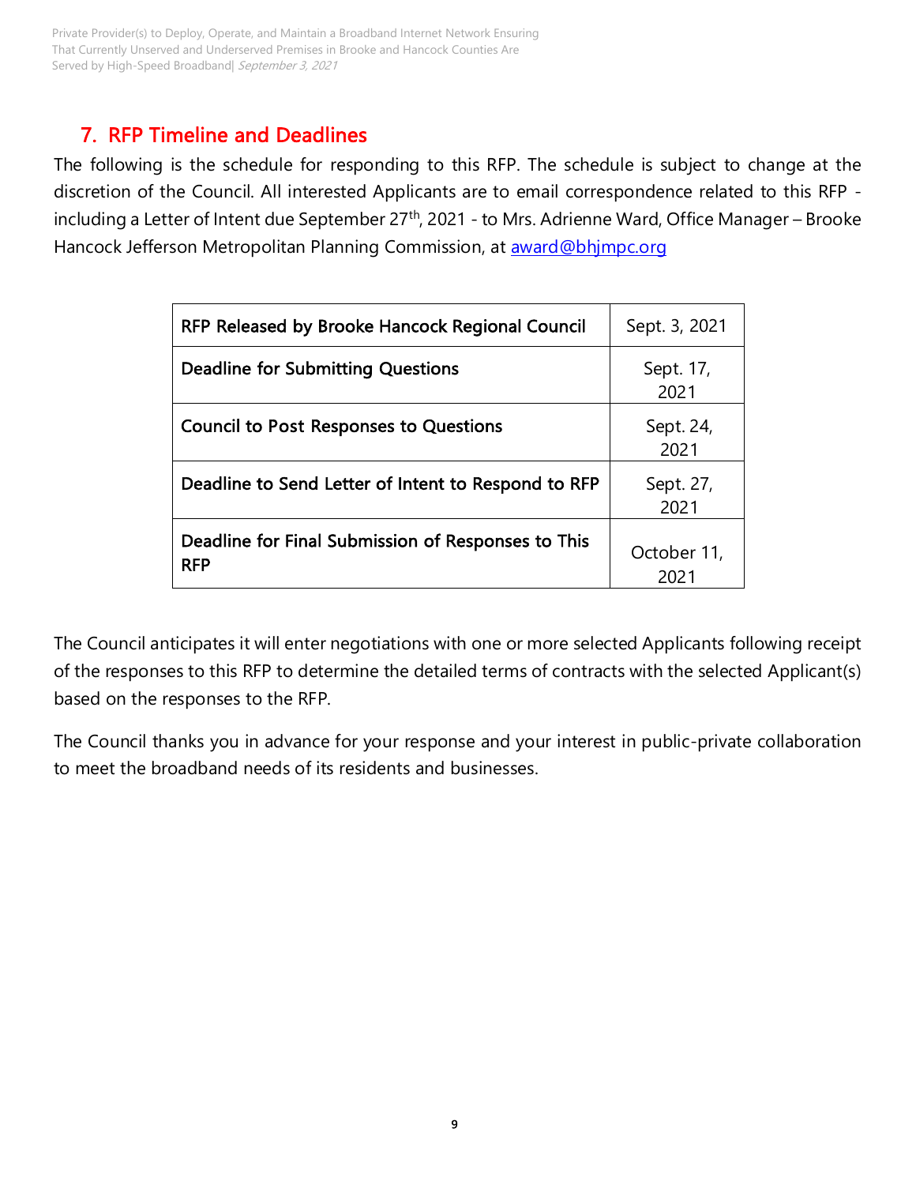## 7. RFP Timeline and Deadlines

The following is the schedule for responding to this RFP. The schedule is subject to change at the discretion of the Council. All interested Applicants are to email correspondence related to this RFP - including a Letter of Intent due September 27th, 2021 - to Mrs. Adrienne Ward, Office Manager – Brooke Hancock Jefferson Metropolitan Planning Commission, at award@bhjmpc.org

| | |
|---|---|
| **RFP Released by Brooke Hancock Regional Council** | Sept. 3, 2021 |
| **Deadline for Submitting Questions** | Sept. 17, 2021 |
| **Council to Post Responses to Questions** | Sept. 24, 2021 |
| **Deadline to Send Letter of Intent to Respond to RFP** | Sept. 27, 2021 |
| **Deadline for Final Submission of Responses to This RFP** | October 11, 2021 |

The Council anticipates it will enter negotiations with one or more selected Applicants following receipt of the responses to this RFP to determine the detailed terms of contracts with the selected Applicant(s) based on the responses to the RFP.

The Council thanks you in advance for your response and your interest in public-private collaboration to meet the broadband needs of its residents and businesses.